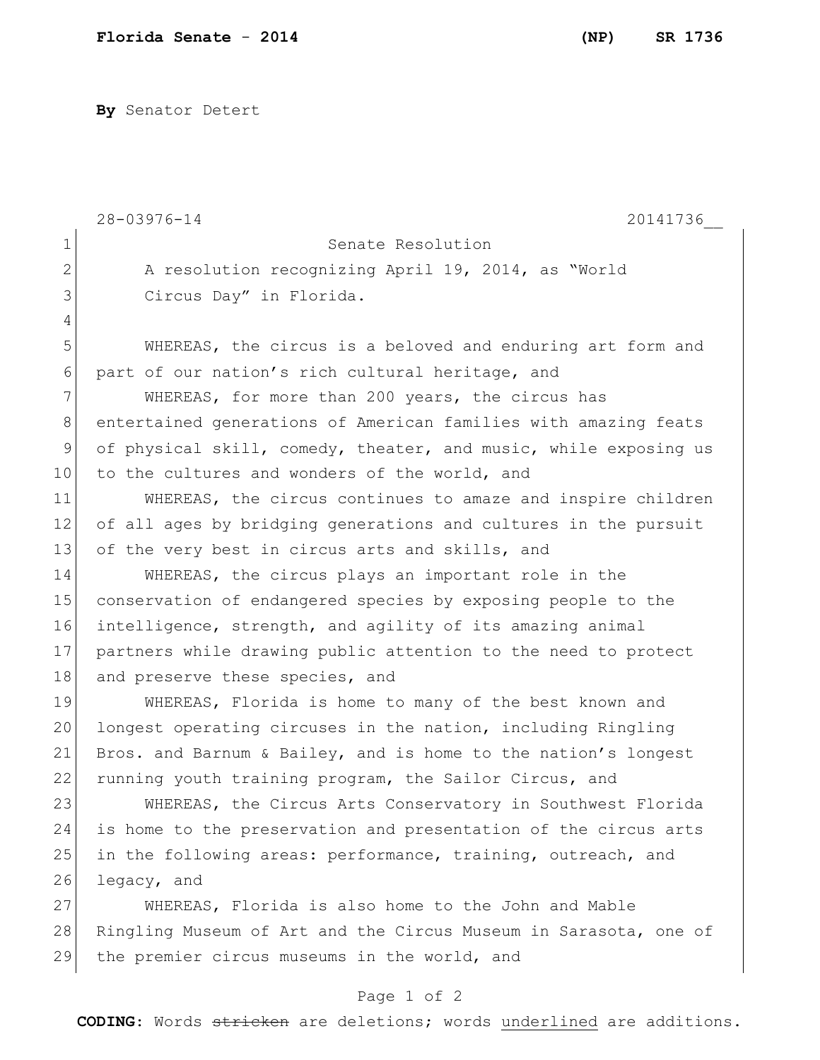**By** Senator Detert

28-03976-14 20141736__

Senate Resolution

A resolution recognizing April 19, 2014, as "World Circus Day" in Florida.

WHEREAS, the circus is a beloved and enduring art form and part of our nation's rich cultural heritage, and

WHEREAS, for more than 200 years, the circus has entertained generations of American families with amazing feats of physical skill, comedy, theater, and music, while exposing us to the cultures and wonders of the world, and

WHEREAS, the circus continues to amaze and inspire children of all ages by bridging generations and cultures in the pursuit of the very best in circus arts and skills, and

WHEREAS, the circus plays an important role in the conservation of endangered species by exposing people to the intelligence, strength, and agility of its amazing animal partners while drawing public attention to the need to protect and preserve these species, and

WHEREAS, Florida is home to many of the best known and longest operating circuses in the nation, including Ringling Bros. and Barnum & Bailey, and is home to the nation's longest running youth training program, the Sailor Circus, and

WHEREAS, the Circus Arts Conservatory in Southwest Florida is home to the preservation and presentation of the circus arts in the following areas: performance, training, outreach, and legacy, and

WHEREAS, Florida is also home to the John and Mable Ringling Museum of Art and the Circus Museum in Sarasota, one of the premier circus museums in the world, and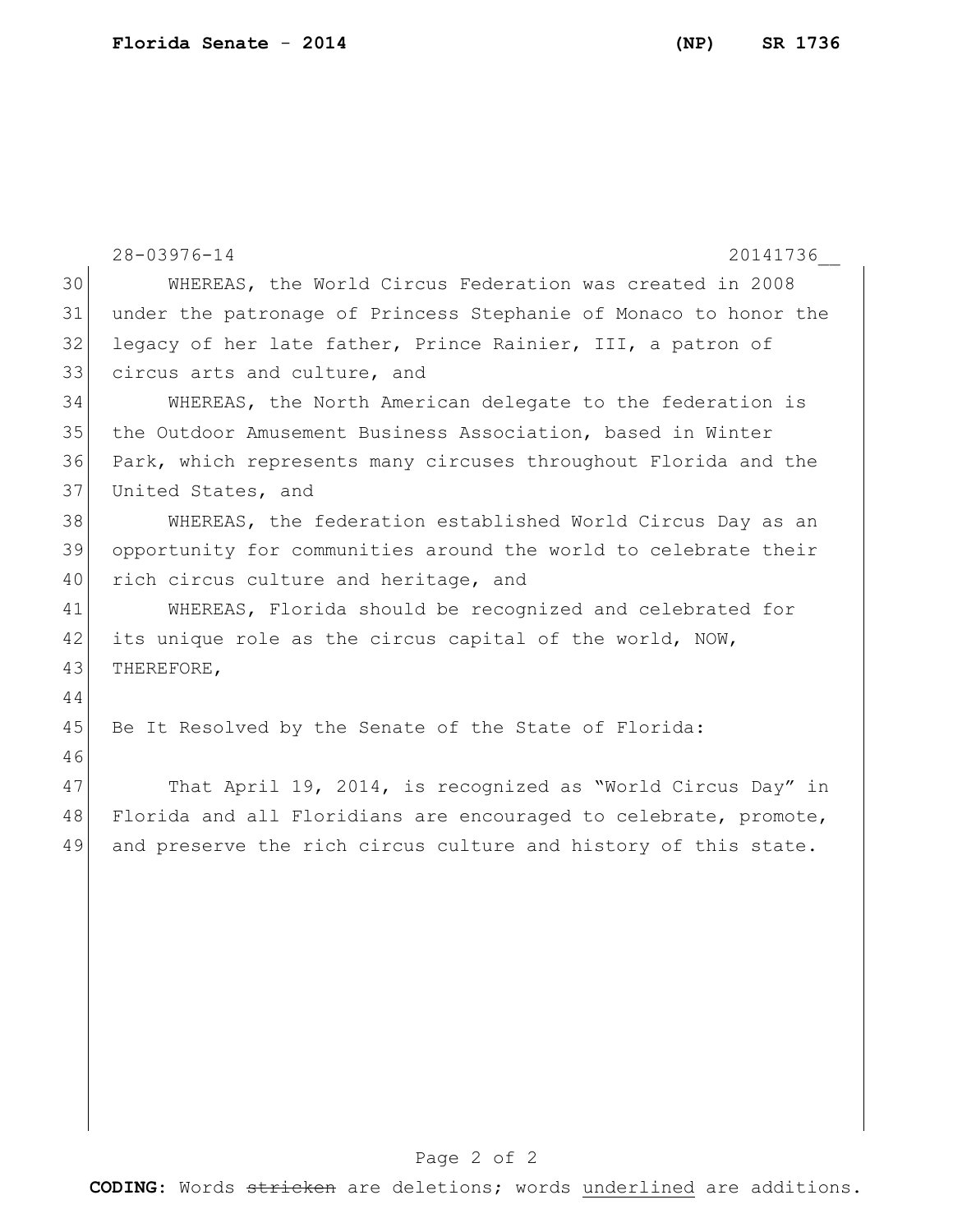WHEREAS, the World Circus Federation was created in 2008 under the patronage of Princess Stephanie of Monaco to honor the legacy of her late father, Prince Rainier, III, a patron of circus arts and culture, and

WHEREAS, the North American delegate to the federation is the Outdoor Amusement Business Association, based in Winter Park, which represents many circuses throughout Florida and the United States, and

WHEREAS, the federation established World Circus Day as an opportunity for communities around the world to celebrate their rich circus culture and heritage, and

WHEREAS, Florida should be recognized and celebrated for its unique role as the circus capital of the world, NOW, THEREFORE,

Be It Resolved by the Senate of the State of Florida:

That April 19, 2014, is recognized as "World Circus Day" in Florida and all Floridians are encouraged to celebrate, promote, and preserve the rich circus culture and history of this state.